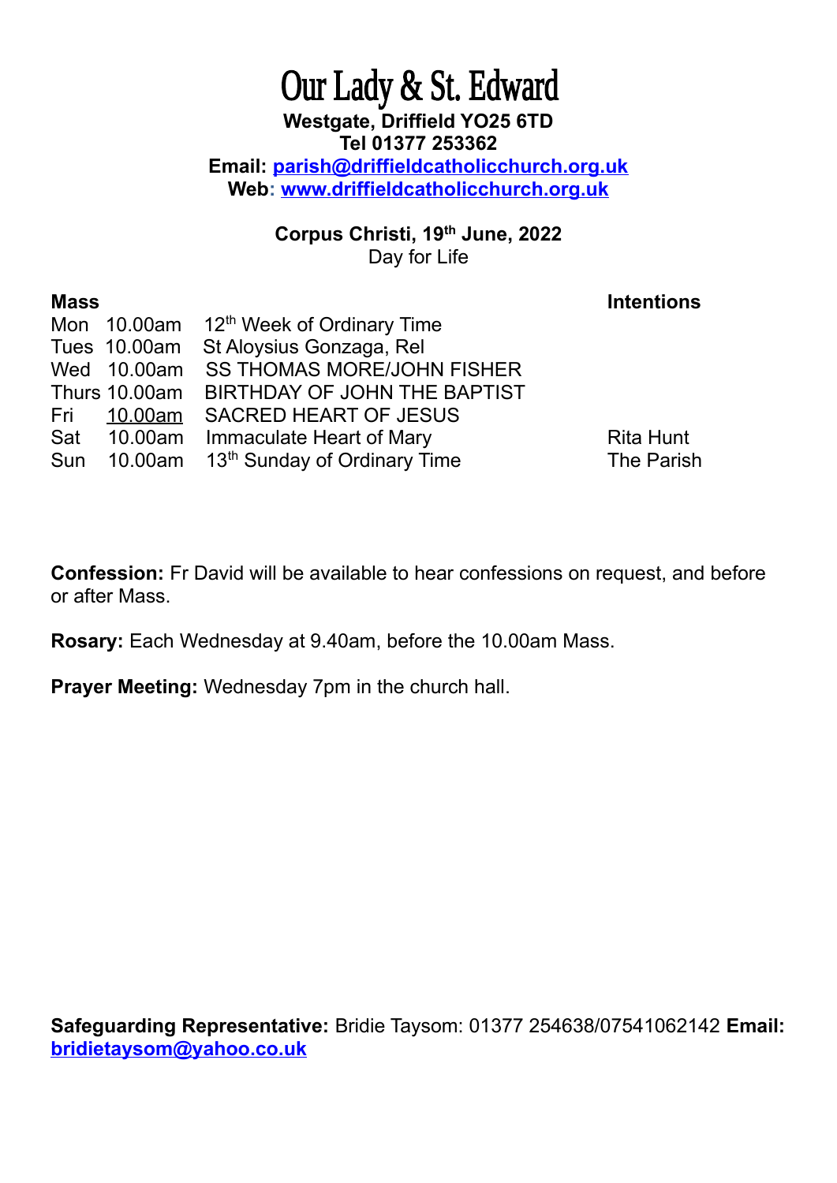# Our Lady & St. Edward

**Westgate, Driffield YO25 6TD**
**Tel 01377 253362**
**Email: parish@driffieldcatholicchurch.org.uk**
**Web: www.driffieldcatholicchurch.org.uk**

**Corpus Christi, 19th June, 2022**
Day for Life

| **Mass** | | | **Intentions** |
|---|---|---|---|
| Mon | 10.00am | 12th Week of Ordinary Time | |
| Tues | 10.00am | St Aloysius Gonzaga, Rel | |
| Wed | 10.00am | SS THOMAS MORE/JOHN FISHER | |
| Thurs | 10.00am | BIRTHDAY OF JOHN THE BAPTIST | |
| Fri | 10.00am | SACRED HEART OF JESUS | |
| Sat | 10.00am | Immaculate Heart of Mary | Rita Hunt |
| Sun | 10.00am | 13th Sunday of Ordinary Time | The Parish |

**Confession:** Fr David will be available to hear confessions on request, and before or after Mass.

**Rosary:** Each Wednesday at 9.40am, before the 10.00am Mass.

**Prayer Meeting:** Wednesday 7pm in the church hall.

**Safeguarding Representative:** Bridie Taysom: 01377 254638/07541062142 **Email: bridietaysom@yahoo.co.uk**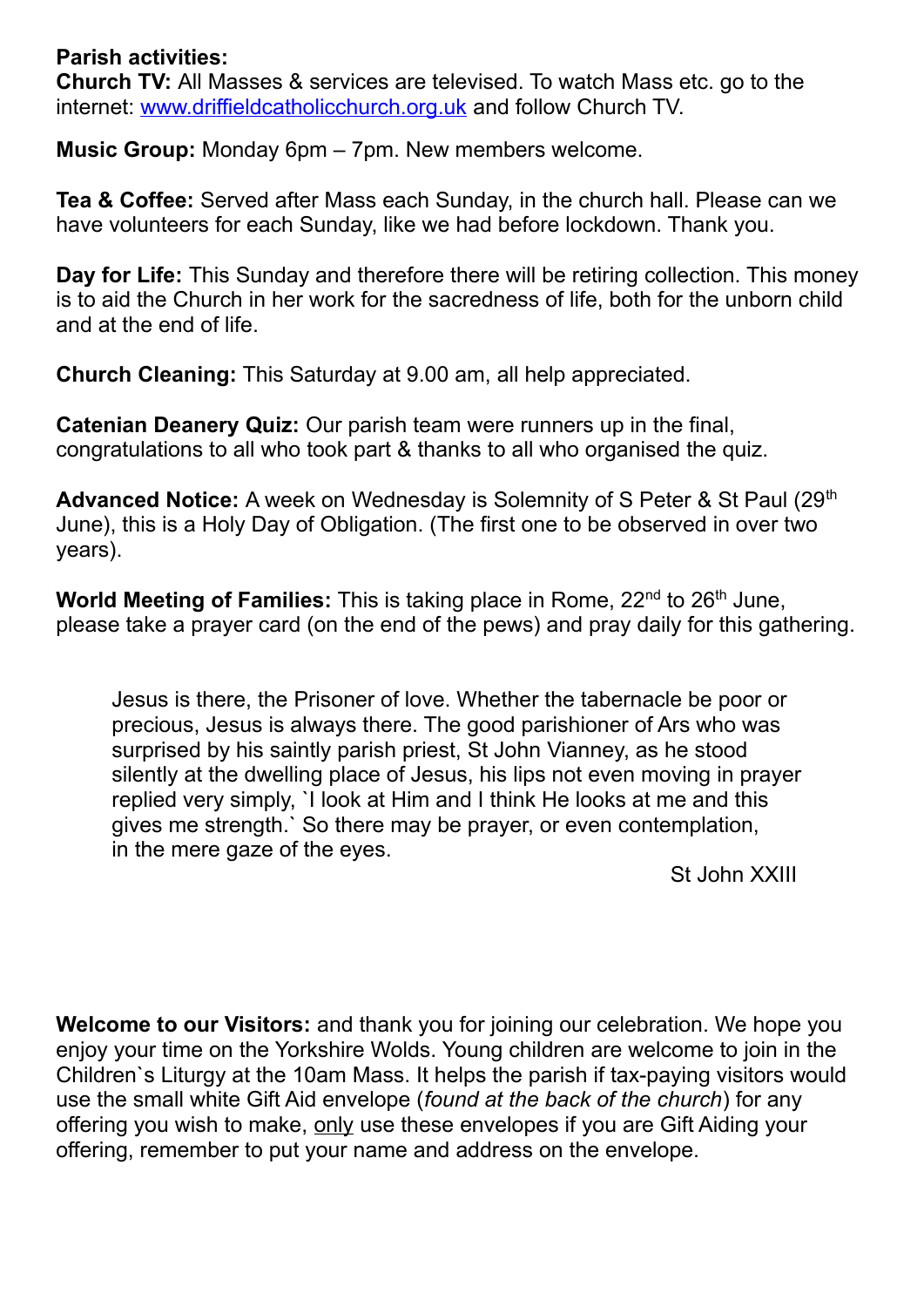**Parish activities:**

**Church TV:** All Masses & services are televised. To watch Mass etc. go to the internet: www.driffieldcatholicchurch.org.uk and follow Church TV.

**Music Group:** Monday 6pm – 7pm. New members welcome.

**Tea & Coffee:** Served after Mass each Sunday, in the church hall. Please can we have volunteers for each Sunday, like we had before lockdown. Thank you.

**Day for Life:** This Sunday and therefore there will be retiring collection. This money is to aid the Church in her work for the sacredness of life, both for the unborn child and at the end of life.

**Church Cleaning:** This Saturday at 9.00 am, all help appreciated.

**Catenian Deanery Quiz:** Our parish team were runners up in the final, congratulations to all who took part & thanks to all who organised the quiz.

**Advanced Notice:** A week on Wednesday is Solemnity of S Peter & St Paul (29th June), this is a Holy Day of Obligation. (The first one to be observed in over two years).

**World Meeting of Families:** This is taking place in Rome, 22nd to 26th June, please take a prayer card (on the end of the pews) and pray daily for this gathering.

> Jesus is there, the Prisoner of love. Whether the tabernacle be poor or precious, Jesus is always there. The good parishioner of Ars who was surprised by his saintly parish priest, St John Vianney, as he stood silently at the dwelling place of Jesus, his lips not even moving in prayer replied very simply, `I look at Him and I think He looks at me and this gives me strength.` So there may be prayer, or even contemplation, in the mere gaze of the eyes.
>
> St John XXIII

**Welcome to our Visitors:** and thank you for joining our celebration. We hope you enjoy your time on the Yorkshire Wolds. Young children are welcome to join in the Children`s Liturgy at the 10am Mass. It helps the parish if tax-paying visitors would use the small white Gift Aid envelope (*found at the back of the church*) for any offering you wish to make, <u>only</u> use these envelopes if you are Gift Aiding your offering, remember to put your name and address on the envelope.